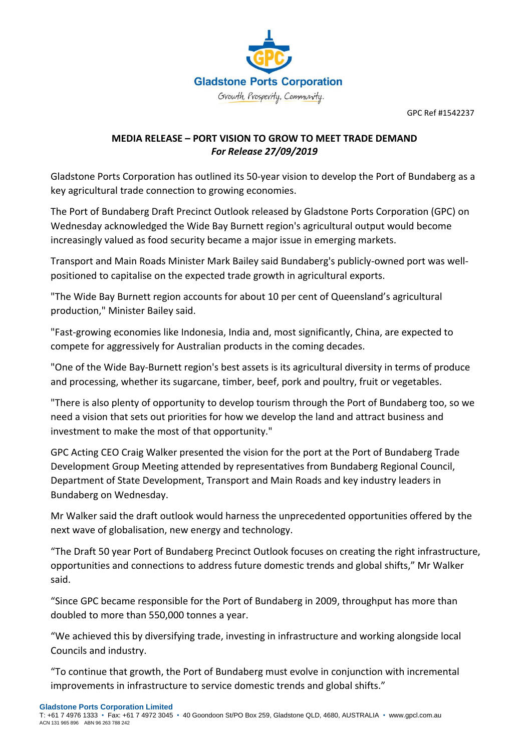Gladstone Ports Corporation

Growth, Prosperity, Community.

GPC Ref #1542237

## MEDIA RELEASE – PORT VISION TO GROW TO MEET TRADE DEMAND

***For Release 27/09/2019***

Gladstone Ports Corporation has outlined its 50-year vision to develop the Port of Bundaberg as a key agricultural trade connection to growing economies.

The Port of Bundaberg Draft Precinct Outlook released by Gladstone Ports Corporation (GPC) on Wednesday acknowledged the Wide Bay Burnett region's agricultural output would become increasingly valued as food security became a major issue in emerging markets.

Transport and Main Roads Minister Mark Bailey said Bundaberg's publicly-owned port was well-positioned to capitalise on the expected trade growth in agricultural exports.

"The Wide Bay Burnett region accounts for about 10 per cent of Queensland's agricultural production," Minister Bailey said.

"Fast-growing economies like Indonesia, India and, most significantly, China, are expected to compete for aggressively for Australian products in the coming decades.

"One of the Wide Bay-Burnett region's best assets is its agricultural diversity in terms of produce and processing, whether its sugarcane, timber, beef, pork and poultry, fruit or vegetables.

"There is also plenty of opportunity to develop tourism through the Port of Bundaberg too, so we need a vision that sets out priorities for how we develop the land and attract business and investment to make the most of that opportunity."

GPC Acting CEO Craig Walker presented the vision for the port at the Port of Bundaberg Trade Development Group Meeting attended by representatives from Bundaberg Regional Council, Department of State Development, Transport and Main Roads and key industry leaders in Bundaberg on Wednesday.

Mr Walker said the draft outlook would harness the unprecedented opportunities offered by the next wave of globalisation, new energy and technology.

"The Draft 50 year Port of Bundaberg Precinct Outlook focuses on creating the right infrastructure, opportunities and connections to address future domestic trends and global shifts," Mr Walker said.

"Since GPC became responsible for the Port of Bundaberg in 2009, throughput has more than doubled to more than 550,000 tonnes a year.

"We achieved this by diversifying trade, investing in infrastructure and working alongside local Councils and industry.

"To continue that growth, the Port of Bundaberg must evolve in conjunction with incremental improvements in infrastructure to service domestic trends and global shifts."

**Gladstone Ports Corporation Limited**
T: +61 7 4976 1333 • Fax: +61 7 4972 3045 • 40 Goondoon St/PO Box 259, Gladstone QLD, 4680, AUSTRALIA • www.gpcl.com.au
ACN 131 965 896 ABN 96 263 788 242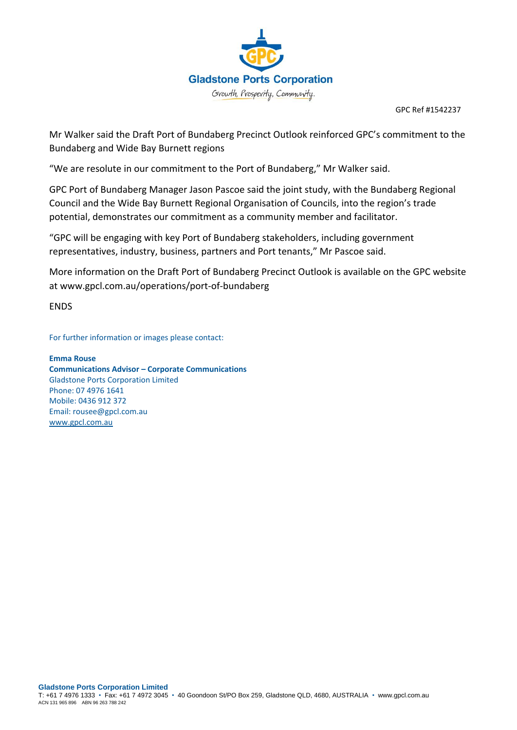GPC Ref #1542237

Mr Walker said the Draft Port of Bundaberg Precinct Outlook reinforced GPC's commitment to the Bundaberg and Wide Bay Burnett regions

"We are resolute in our commitment to the Port of Bundaberg," Mr Walker said.

GPC Port of Bundaberg Manager Jason Pascoe said the joint study, with the Bundaberg Regional Council and the Wide Bay Burnett Regional Organisation of Councils, into the region's trade potential, demonstrates our commitment as a community member and facilitator.

"GPC will be engaging with key Port of Bundaberg stakeholders, including government representatives, industry, business, partners and Port tenants," Mr Pascoe said.

More information on the Draft Port of Bundaberg Precinct Outlook is available on the GPC website at www.gpcl.com.au/operations/port-of-bundaberg

ENDS

For further information or images please contact:

**Emma Rouse**
**Communications Advisor – Corporate Communications**
Gladstone Ports Corporation Limited
Phone: 07 4976 1641
Mobile: 0436 912 372
Email: rousee@gpcl.com.au
www.gpcl.com.au